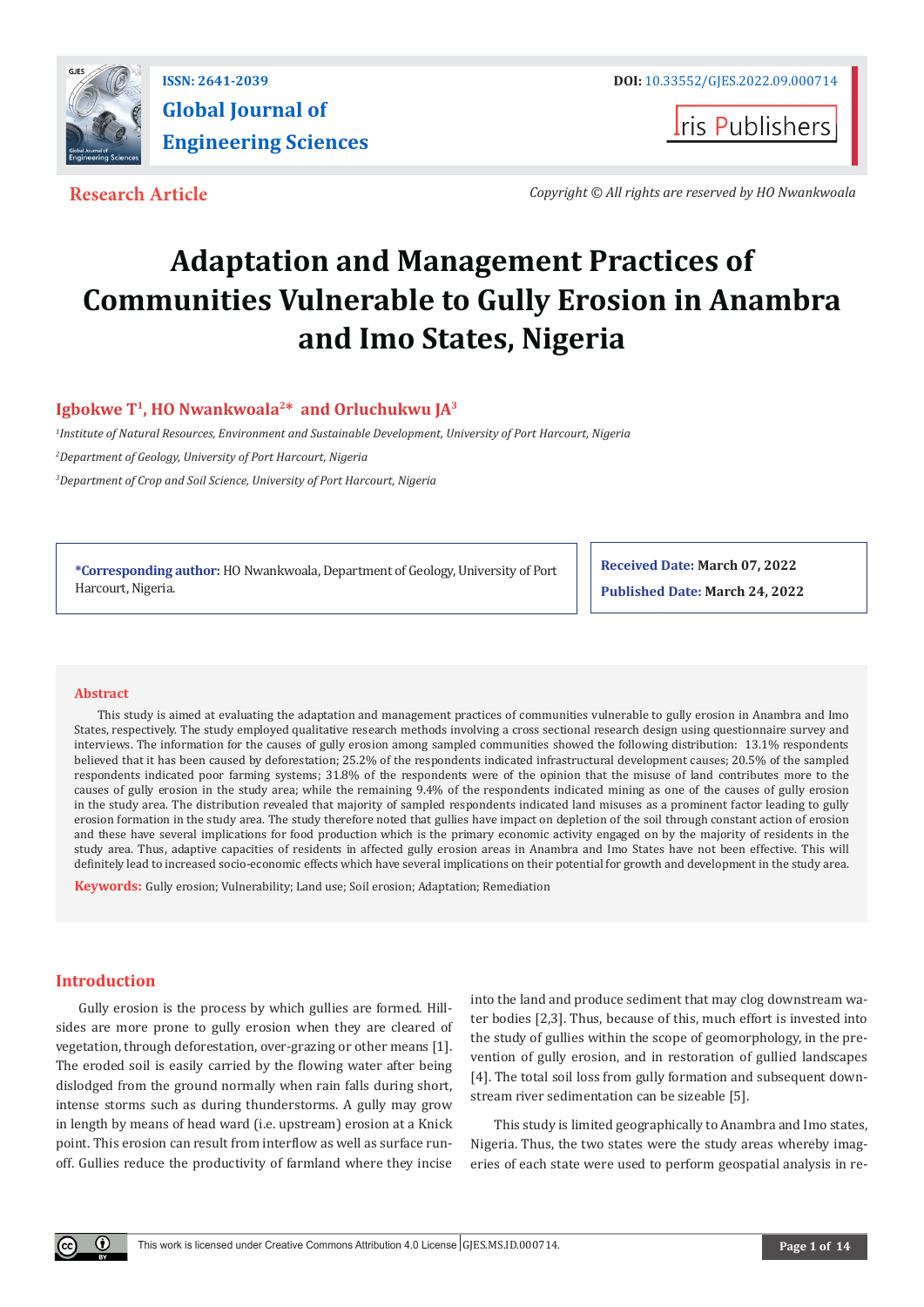ISSN: 2641-2039

**Global Journal of Engineering Sciences**

DOI: 10.33552/GJES.2022.09.000714

Iris Publishers

**Research Article**

*Copyright © All rights are reserved by HO Nwankwoala*

# Adaptation and Management Practices of Communities Vulnerable to Gully Erosion in Anambra and Imo States, Nigeria

**Igbokwe T[1], HO Nwankwoala[2]* and Orluchukwu JA[3]**

*[1]Institute of Natural Resources, Environment and Sustainable Development, University of Port Harcourt, Nigeria*

*[2]Department of Geology, University of Port Harcourt, Nigeria*

*[3]Department of Crop and Soil Science, University of Port Harcourt, Nigeria*

**\*Corresponding author:** HO Nwankwoala, Department of Geology, University of Port Harcourt, Nigeria.

**Received Date:** March 07, 2022

**Published Date:** March 24, 2022

## Abstract

This study is aimed at evaluating the adaptation and management practices of communities vulnerable to gully erosion in Anambra and Imo States, respectively. The study employed qualitative research methods involving a cross sectional research design using questionnaire survey and interviews. The information for the causes of gully erosion among sampled communities showed the following distribution: 13.1% respondents believed that it has been caused by deforestation; 25.2% of the respondents indicated infrastructural development causes; 20.5% of the sampled respondents indicated poor farming systems; 31.8% of the respondents were of the opinion that the misuse of land contributes more to the causes of gully erosion in the study area; while the remaining 9.4% of the respondents indicated mining as one of the causes of gully erosion in the study area. The distribution revealed that majority of sampled respondents indicated land misuses as a prominent factor leading to gully erosion formation in the study area. The study therefore noted that gullies have impact on depletion of the soil through constant action of erosion and these have several implications for food production which is the primary economic activity engaged on by the majority of residents in the study area. Thus, adaptive capacities of residents in affected gully erosion areas in Anambra and Imo States have not been effective. This will definitely lead to increased socio-economic effects which have several implications on their potential for growth and development in the study area.

**Keywords:** Gully erosion; Vulnerability; Land use; Soil erosion; Adaptation; Remediation

## Introduction

Gully erosion is the process by which gullies are formed. Hillsides are more prone to gully erosion when they are cleared of vegetation, through deforestation, over-grazing or other means [1]. The eroded soil is easily carried by the flowing water after being dislodged from the ground normally when rain falls during short, intense storms such as during thunderstorms. A gully may grow in length by means of head ward (i.e. upstream) erosion at a Knick point. This erosion can result from interflow as well as surface runoff. Gullies reduce the productivity of farmland where they incise into the land and produce sediment that may clog downstream water bodies [2,3]. Thus, because of this, much effort is invested into the study of gullies within the scope of geomorphology, in the prevention of gully erosion, and in restoration of gullied landscapes [4]. The total soil loss from gully formation and subsequent downstream river sedimentation can be sizeable [5].

This study is limited geographically to Anambra and Imo states, Nigeria. Thus, the two states were the study areas whereby imageries of each state were used to perform geospatial analysis in re-

This work is licensed under Creative Commons Attribution 4.0 License GJES.MS.ID.000714.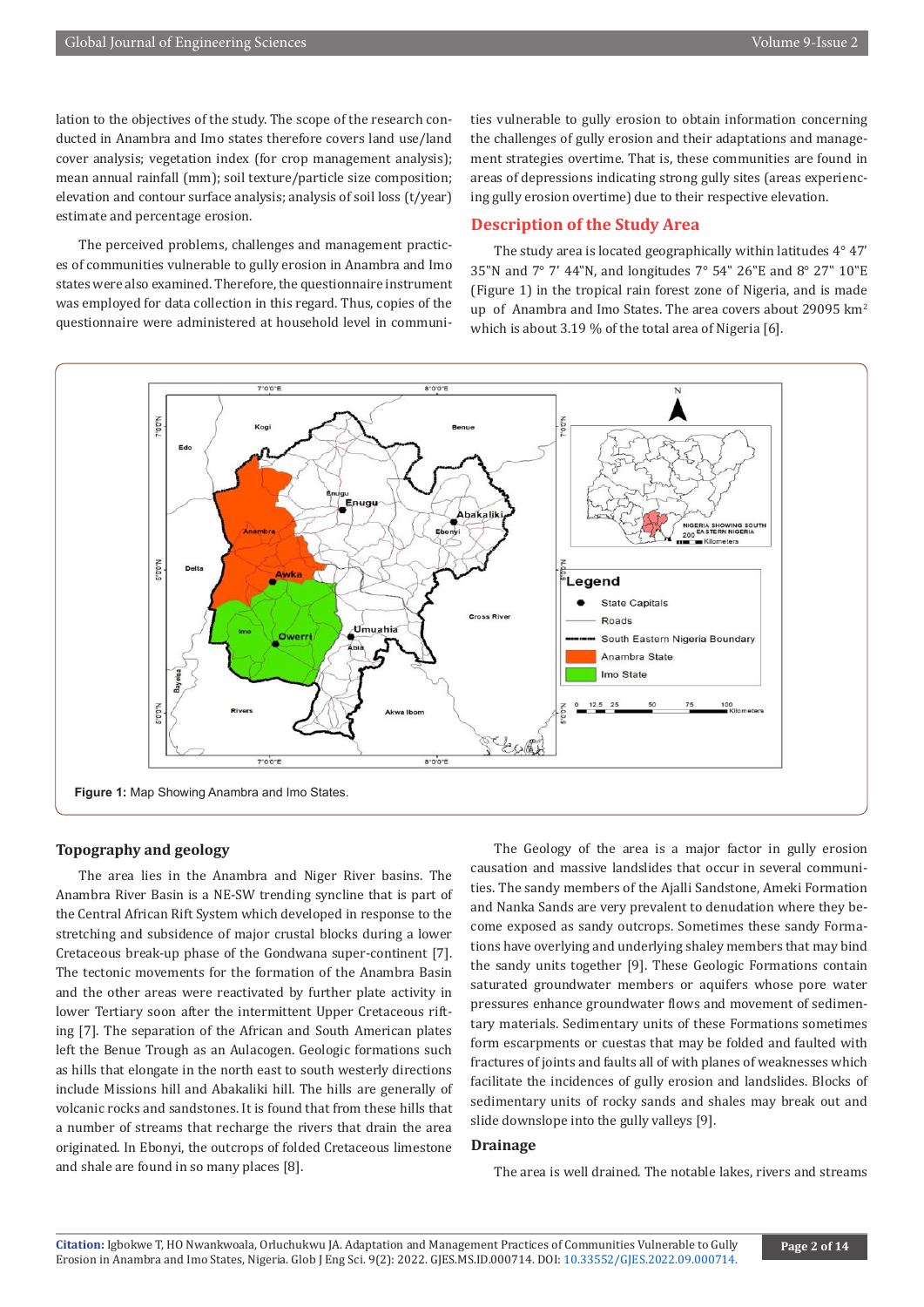lation to the objectives of the study. The scope of the research conducted in Anambra and Imo states therefore covers land use/land cover analysis; vegetation index (for crop management analysis); mean annual rainfall (mm); soil texture/particle size composition; elevation and contour surface analysis; analysis of soil loss (t/year) estimate and percentage erosion.

The perceived problems, challenges and management practices of communities vulnerable to gully erosion in Anambra and Imo states were also examined. Therefore, the questionnaire instrument was employed for data collection in this regard. Thus, copies of the questionnaire were administered at household level in communities vulnerable to gully erosion to obtain information concerning the challenges of gully erosion and their adaptations and management strategies overtime. That is, these communities are found in areas of depressions indicating strong gully sites (areas experiencing gully erosion overtime) due to their respective elevation.

## Description of the Study Area

The study area is located geographically within latitudes 4° 47' 35"N and 7° 7' 44"N, and longitudes 7° 54" 26"E and 8° 27" 10"E (Figure 1) in the tropical rain forest zone of Nigeria, and is made up of Anambra and Imo States. The area covers about 29095 km$^2$ which is about 3.19 % of the total area of Nigeria [6].

**Figure 1:** Map Showing Anambra and Imo States.

### Topography and geology

The area lies in the Anambra and Niger River basins. The Anambra River Basin is a NE-SW trending syncline that is part of the Central African Rift System which developed in response to the stretching and subsidence of major crustal blocks during a lower Cretaceous break-up phase of the Gondwana super-continent [7]. The tectonic movements for the formation of the Anambra Basin and the other areas were reactivated by further plate activity in lower Tertiary soon after the intermittent Upper Cretaceous rifting [7]. The separation of the African and South American plates left the Benue Trough as an Aulacogen. Geologic formations such as hills that elongate in the north east to south westerly directions include Missions hill and Abakaliki hill. The hills are generally of volcanic rocks and sandstones. It is found that from these hills that a number of streams that recharge the rivers that drain the area originated. In Ebonyi, the outcrops of folded Cretaceous limestone and shale are found in so many places [8].

The Geology of the area is a major factor in gully erosion causation and massive landslides that occur in several communities. The sandy members of the Ajalli Sandstone, Ameki Formation and Nanka Sands are very prevalent to denudation where they become exposed as sandy outcrops. Sometimes these sandy Formations have overlying and underlying shaley members that may bind the sandy units together [9]. These Geologic Formations contain saturated groundwater members or aquifers whose pore water pressures enhance groundwater flows and movement of sedimentary materials. Sedimentary units of these Formations sometimes form escarpments or cuestas that may be folded and faulted with fractures of joints and faults all of with planes of weaknesses which facilitate the incidences of gully erosion and landslides. Blocks of sedimentary units of rocky sands and shales may break out and slide downslope into the gully valleys [9].

### Drainage

The area is well drained. The notable lakes, rivers and streams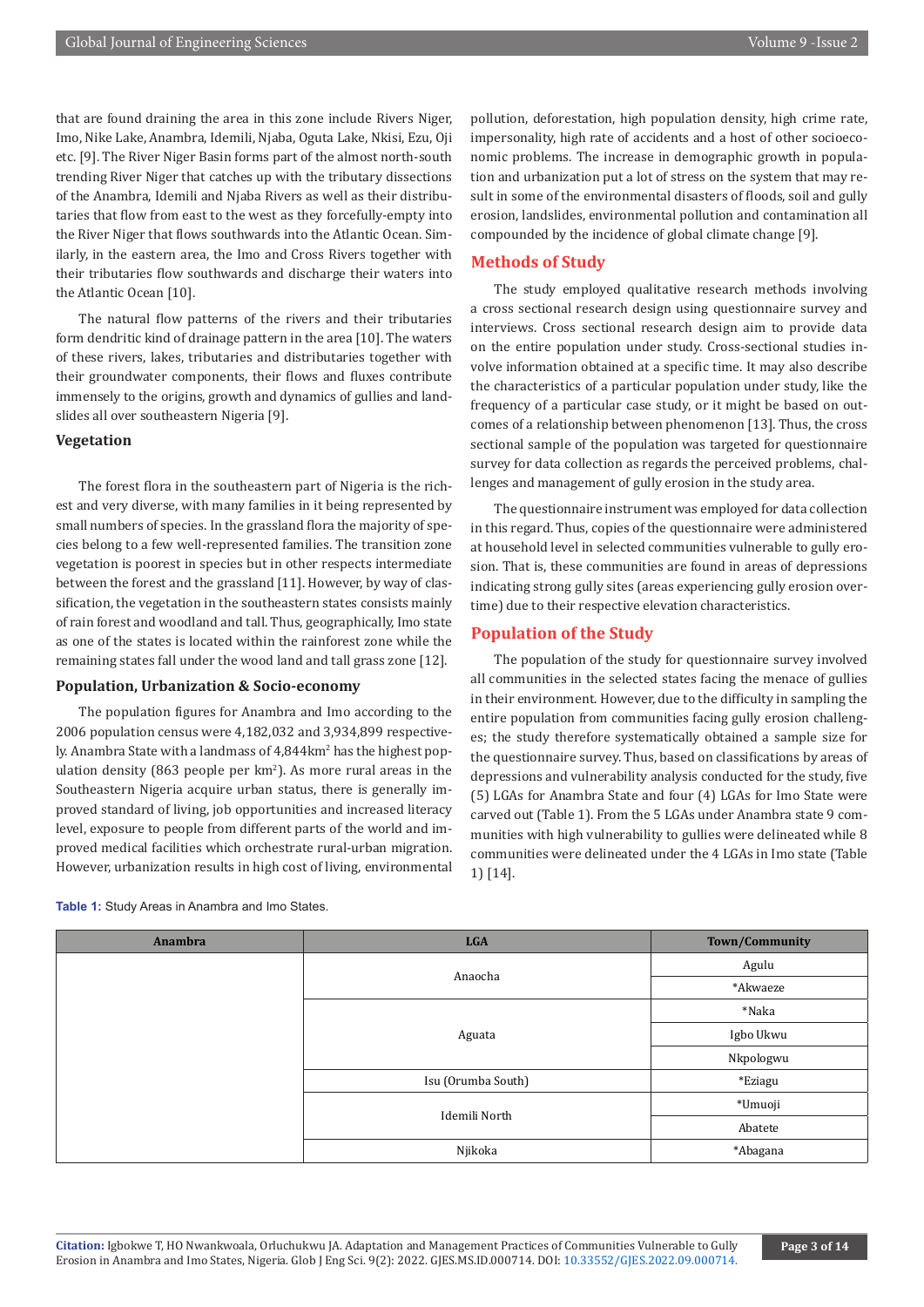that are found draining the area in this zone include Rivers Niger, Imo, Nike Lake, Anambra, Idemili, Njaba, Oguta Lake, Nkisi, Ezu, Oji etc. [9]. The River Niger Basin forms part of the almost north-south trending River Niger that catches up with the tributary dissections of the Anambra, Idemili and Njaba Rivers as well as their distributaries that flow from east to the west as they forcefully-empty into the River Niger that flows southwards into the Atlantic Ocean. Similarly, in the eastern area, the Imo and Cross Rivers together with their tributaries flow southwards and discharge their waters into the Atlantic Ocean [10].

The natural flow patterns of the rivers and their tributaries form dendritic kind of drainage pattern in the area [10]. The waters of these rivers, lakes, tributaries and distributaries together with their groundwater components, their flows and fluxes contribute immensely to the origins, growth and dynamics of gullies and landslides all over southeastern Nigeria [9].

### Vegetation

The forest flora in the southeastern part of Nigeria is the richest and very diverse, with many families in it being represented by small numbers of species. In the grassland flora the majority of species belong to a few well-represented families. The transition zone vegetation is poorest in species but in other respects intermediate between the forest and the grassland [11]. However, by way of classification, the vegetation in the southeastern states consists mainly of rain forest and woodland and tall. Thus, geographically, Imo state as one of the states is located within the rainforest zone while the remaining states fall under the wood land and tall grass zone [12].

### Population, Urbanization & Socio-economy

The population figures for Anambra and Imo according to the 2006 population census were 4,182,032 and 3,934,899 respectively. Anambra State with a landmass of 4,844km$^2$ has the highest population density (863 people per km$^2$). As more rural areas in the Southeastern Nigeria acquire urban status, there is generally improved standard of living, job opportunities and increased literacy level, exposure to people from different parts of the world and improved medical facilities which orchestrate rural-urban migration. However, urbanization results in high cost of living, environmental pollution, deforestation, high population density, high crime rate, impersonality, high rate of accidents and a host of other socioeconomic problems. The increase in demographic growth in population and urbanization put a lot of stress on the system that may result in some of the environmental disasters of floods, soil and gully erosion, landslides, environmental pollution and contamination all compounded by the incidence of global climate change [9].

## Methods of Study

The study employed qualitative research methods involving a cross sectional research design using questionnaire survey and interviews. Cross sectional research design aim to provide data on the entire population under study. Cross-sectional studies involve information obtained at a specific time. It may also describe the characteristics of a particular population under study, like the frequency of a particular case study, or it might be based on outcomes of a relationship between phenomenon [13]. Thus, the cross sectional sample of the population was targeted for questionnaire survey for data collection as regards the perceived problems, challenges and management of gully erosion in the study area.

The questionnaire instrument was employed for data collection in this regard. Thus, copies of the questionnaire were administered at household level in selected communities vulnerable to gully erosion. That is, these communities are found in areas of depressions indicating strong gully sites (areas experiencing gully erosion overtime) due to their respective elevation characteristics.

## Population of the Study

The population of the study for questionnaire survey involved all communities in the selected states facing the menace of gullies in their environment. However, due to the difficulty in sampling the entire population from communities facing gully erosion challenges; the study therefore systematically obtained a sample size for the questionnaire survey. Thus, based on classifications by areas of depressions and vulnerability analysis conducted for the study, five (5) LGAs for Anambra State and four (4) LGAs for Imo State were carved out (Table 1). From the 5 LGAs under Anambra state 9 communities with high vulnerability to gullies were delineated while 8 communities were delineated under the 4 LGAs in Imo state (Table 1) [14].

**Table 1:** Study Areas in Anambra and Imo States.

| Anambra | LGA | Town/Community |
|---|---|---|
| | Anaocha | Agulu |
| | | *Akwaeze |
| | Aguata | *Naka |
| | | Igbo Ukwu |
| | | Nkpologwu |
| | Isu (Orumba South) | *Eziagu |
| | Idemili North | *Umuoji |
| | | Abatete |
| | Njikoka | *Abagana |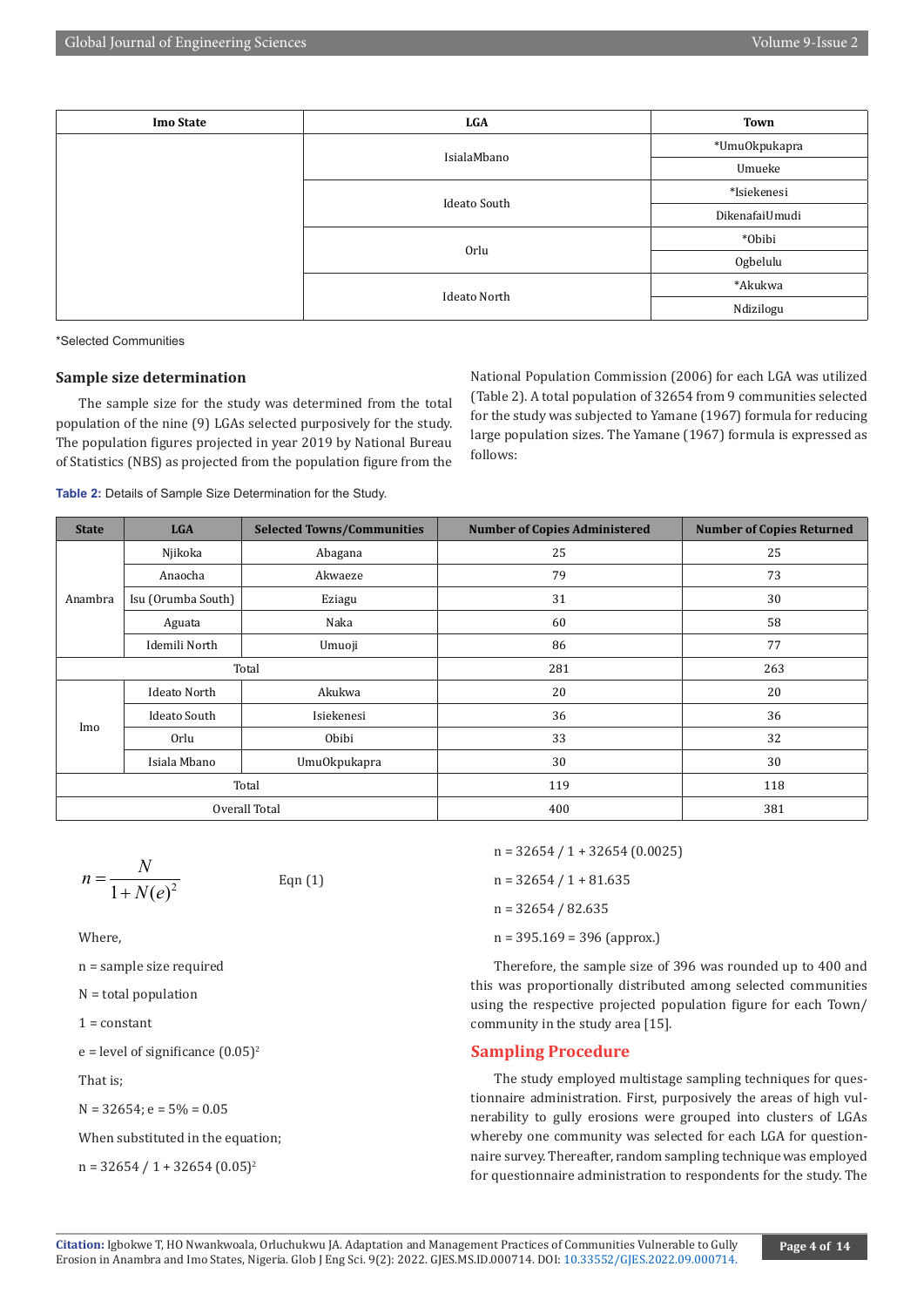| Imo State | LGA | Town |
|---|---|---|
| | IsialaMbano | *UmuOkpukapra |
| | | Umueke |
| | Ideato South | *Isiekenesi |
| | | DikenafaiUmudi |
| | Orlu | *Obibi |
| | | Ogbelulu |
| | Ideato North | *Akukwa |
| | | Ndizilogu |

*Selected Communities

### Sample size determination

The sample size for the study was determined from the total population of the nine (9) LGAs selected purposively for the study. The population figures projected in year 2019 by National Bureau of Statistics (NBS) as projected from the population figure from the National Population Commission (2006) for each LGA was utilized (Table 2). A total population of 32654 from 9 communities selected for the study was subjected to Yamane (1967) formula for reducing large population sizes. The Yamane (1967) formula is expressed as follows:

**Table 2:** Details of Sample Size Determination for the Study.

| State | LGA | Selected Towns/Communities | Number of Copies Administered | Number of Copies Returned |
|---|---|---|---|---|
| Anambra | Njikoka | Abagana | 25 | 25 |
| | Anaocha | Akwaeze | 79 | 73 |
| | Isu (Orumba South) | Eziagu | 31 | 30 |
| | Aguata | Naka | 60 | 58 |
| | Idemili North | Umuoji | 86 | 77 |
| Total | | | 281 | 263 |
| Imo | Ideato North | Akukwa | 20 | 20 |
| | Ideato South | Isiekenesi | 36 | 36 |
| | Orlu | Obibi | 33 | 32 |
| | Isiala Mbano | UmuOkpukapra | 30 | 30 |
| Total | | | 119 | 118 |
| Overall Total | | | 400 | 381 |

$$n = \frac{N}{1 + N(e)^2} \qquad \text{Eqn (1)}$$

Where,

n = sample size required

N = total population

1 = constant

e = level of significance $(0.05)^2$

That is;

N = 32654; e = 5% = 0.05

When substituted in the equation;

$n = 32654 / 1 + 32654 (0.05)^2$

$n = 32654 / 1 + 32654 (0.0025)$

$n = 32654 / 1 + 81.635$

$n = 32654 / 82.635$

n = 395.169 = 396 (approx.)

Therefore, the sample size of 396 was rounded up to 400 and this was proportionally distributed among selected communities using the respective projected population figure for each Town/community in the study area [15].

## Sampling Procedure

The study employed multistage sampling techniques for questionnaire administration. First, purposively the areas of high vulnerability to gully erosions were grouped into clusters of LGAs whereby one community was selected for each LGA for questionnaire survey. Thereafter, random sampling technique was employed for questionnaire administration to respondents for the study. The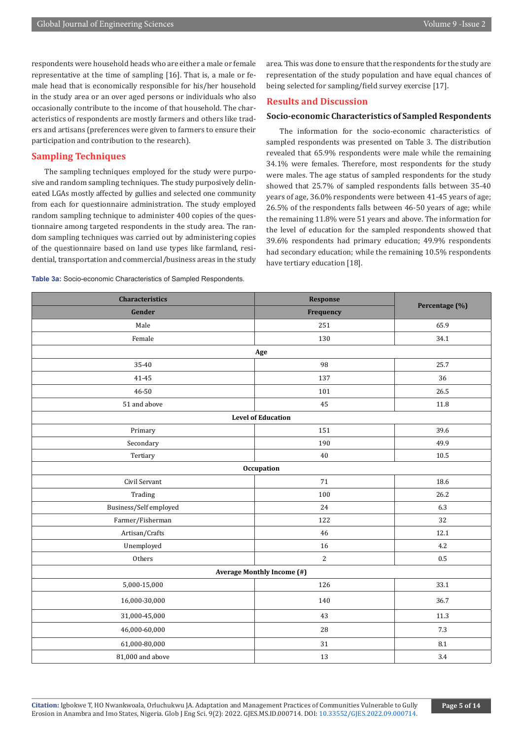respondents were household heads who are either a male or female representative at the time of sampling [16]. That is, a male or female head that is economically responsible for his/her household in the study area or an over aged persons or individuals who also occasionally contribute to the income of that household. The characteristics of respondents are mostly farmers and others like traders and artisans (preferences were given to farmers to ensure their participation and contribution to the research).

## Sampling Techniques

The sampling techniques employed for the study were purposive and random sampling techniques. The study purposively delineated LGAs mostly affected by gullies and selected one community from each for questionnaire administration. The study employed random sampling technique to administer 400 copies of the questionnaire among targeted respondents in the study area. The random sampling techniques was carried out by administering copies of the questionnaire based on land use types like farmland, residential, transportation and commercial/business areas in the study area. This was done to ensure that the respondents for the study are representation of the study population and have equal chances of being selected for sampling/field survey exercise [17].

## Results and Discussion

### Socio-economic Characteristics of Sampled Respondents

The information for the socio-economic characteristics of sampled respondents was presented on Table 3. The distribution revealed that 65.9% respondents were male while the remaining 34.1% were females. Therefore, most respondents for the study were males. The age status of sampled respondents for the study showed that 25.7% of sampled respondents falls between 35-40 years of age, 36.0% respondents were between 41-45 years of age; 26.5% of the respondents falls between 46-50 years of age; while the remaining 11.8% were 51 years and above. The information for the level of education for the sampled respondents showed that 39.6% respondents had primary education; 49.9% respondents had secondary education; while the remaining 10.5% respondents have tertiary education [18].

**Table 3a:** Socio-economic Characteristics of Sampled Respondents.

| Characteristics | Response | Percentage (%) |
|---|---|---|
| **Gender** | **Frequency** | |
| Male | 251 | 65.9 |
| Female | 130 | 34.1 |
| **Age** | | |
| 35-40 | 98 | 25.7 |
| 41-45 | 137 | 36 |
| 46-50 | 101 | 26.5 |
| 51 and above | 45 | 11.8 |
| **Level of Education** | | |
| Primary | 151 | 39.6 |
| Secondary | 190 | 49.9 |
| Tertiary | 40 | 10.5 |
| **Occupation** | | |
| Civil Servant | 71 | 18.6 |
| Trading | 100 | 26.2 |
| Business/Self employed | 24 | 6.3 |
| Farmer/Fisherman | 122 | 32 |
| Artisan/Crafts | 46 | 12.1 |
| Unemployed | 16 | 4.2 |
| Others | 2 | 0.5 |
| **Average Monthly Income (#)** | | |
| 5,000-15,000 | 126 | 33.1 |
| 16,000-30,000 | 140 | 36.7 |
| 31,000-45,000 | 43 | 11.3 |
| 46,000-60,000 | 28 | 7.3 |
| 61,000-80,000 | 31 | 8.1 |
| 81,000 and above | 13 | 3.4 |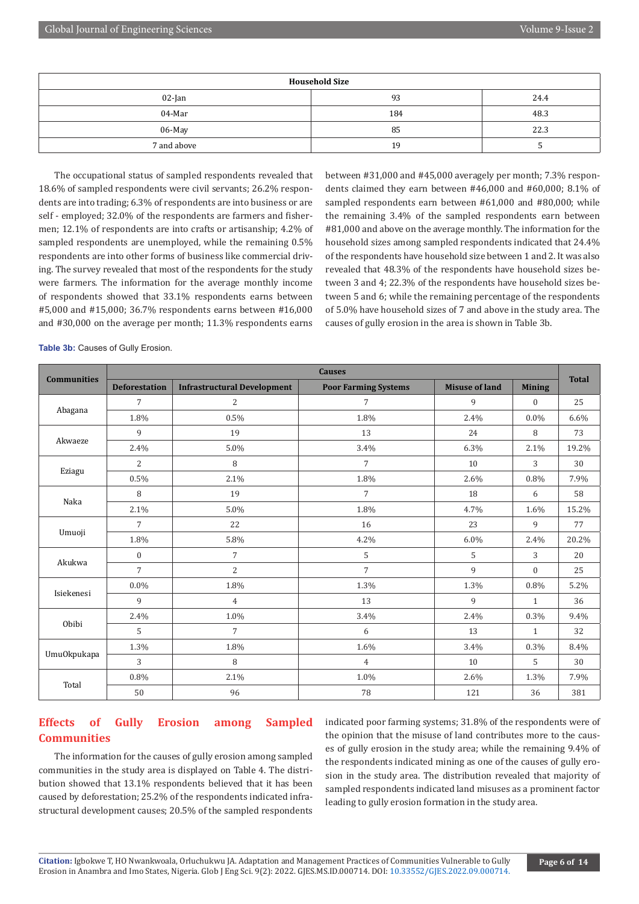| Household Size | | |
|---|---|---|
| 02-Jan | 93 | 24.4 |
| 04-Mar | 184 | 48.3 |
| 06-May | 85 | 22.3 |
| 7 and above | 19 | 5 |

The occupational status of sampled respondents revealed that 18.6% of sampled respondents were civil servants; 26.2% respondents are into trading; 6.3% of respondents are into business or are self - employed; 32.0% of the respondents are farmers and fishermen; 12.1% of respondents are into crafts or artisanship; 4.2% of sampled respondents are unemployed, while the remaining 0.5% respondents are into other forms of business like commercial driving. The survey revealed that most of the respondents for the study were farmers. The information for the average monthly income of respondents showed that 33.1% respondents earns between #5,000 and #15,000; 36.7% respondents earns between #16,000 and #30,000 on the average per month; 11.3% respondents earns between #31,000 and #45,000 averagely per month; 7.3% respondents claimed they earn between #46,000 and #60,000; 8.1% of sampled respondents earn between #61,000 and #80,000; while the remaining 3.4% of the sampled respondents earn between #81,000 and above on the average monthly. The information for the household sizes among sampled respondents indicated that 24.4% of the respondents have household size between 1 and 2. It was also revealed that 48.3% of the respondents have household sizes between 3 and 4; 22.3% of the respondents have household sizes between 5 and 6; while the remaining percentage of the respondents of 5.0% have household sizes of 7 and above in the study area. The causes of gully erosion in the area is shown in Table 3b.

**Table 3b:** Causes of Gully Erosion.

| Communities | Causes | | | | | Total |
|---|---|---|---|---|---|---|
| | Deforestation | Infrastructural Development | Poor Farming Systems | Misuse of land | Mining | |
| Abagana | 7 | 2 | 7 | 9 | 0 | 25 |
| | 1.8% | 0.5% | 1.8% | 2.4% | 0.0% | 6.6% |
| Akwaeze | 9 | 19 | 13 | 24 | 8 | 73 |
| | 2.4% | 5.0% | 3.4% | 6.3% | 2.1% | 19.2% |
| Eziagu | 2 | 8 | 7 | 10 | 3 | 30 |
| | 0.5% | 2.1% | 1.8% | 2.6% | 0.8% | 7.9% |
| Naka | 8 | 19 | 7 | 18 | 6 | 58 |
| | 2.1% | 5.0% | 1.8% | 4.7% | 1.6% | 15.2% |
| Umuoji | 7 | 22 | 16 | 23 | 9 | 77 |
| | 1.8% | 5.8% | 4.2% | 6.0% | 2.4% | 20.2% |
| Akukwa | 0 | 7 | 5 | 5 | 3 | 20 |
| | 7 | 2 | 7 | 9 | 0 | 25 |
| Isiekenesi | 0.0% | 1.8% | 1.3% | 1.3% | 0.8% | 5.2% |
| | 9 | 4 | 13 | 9 | 1 | 36 |
| Obibi | 2.4% | 1.0% | 3.4% | 2.4% | 0.3% | 9.4% |
| | 5 | 7 | 6 | 13 | 1 | 32 |
| UmuOkpukapa | 1.3% | 1.8% | 1.6% | 3.4% | 0.3% | 8.4% |
| | 3 | 8 | 4 | 10 | 5 | 30 |
| Total | 0.8% | 2.1% | 1.0% | 2.6% | 1.3% | 7.9% |
| | 50 | 96 | 78 | 121 | 36 | 381 |

## Effects of Gully Erosion among Sampled Communities

The information for the causes of gully erosion among sampled communities in the study area is displayed on Table 4. The distribution showed that 13.1% respondents believed that it has been caused by deforestation; 25.2% of the respondents indicated infrastructural development causes; 20.5% of the sampled respondents indicated poor farming systems; 31.8% of the respondents were of the opinion that the misuse of land contributes more to the causes of gully erosion in the study area; while the remaining 9.4% of the respondents indicated mining as one of the causes of gully erosion in the study area. The distribution revealed that majority of sampled respondents indicated land misuses as a prominent factor leading to gully erosion formation in the study area.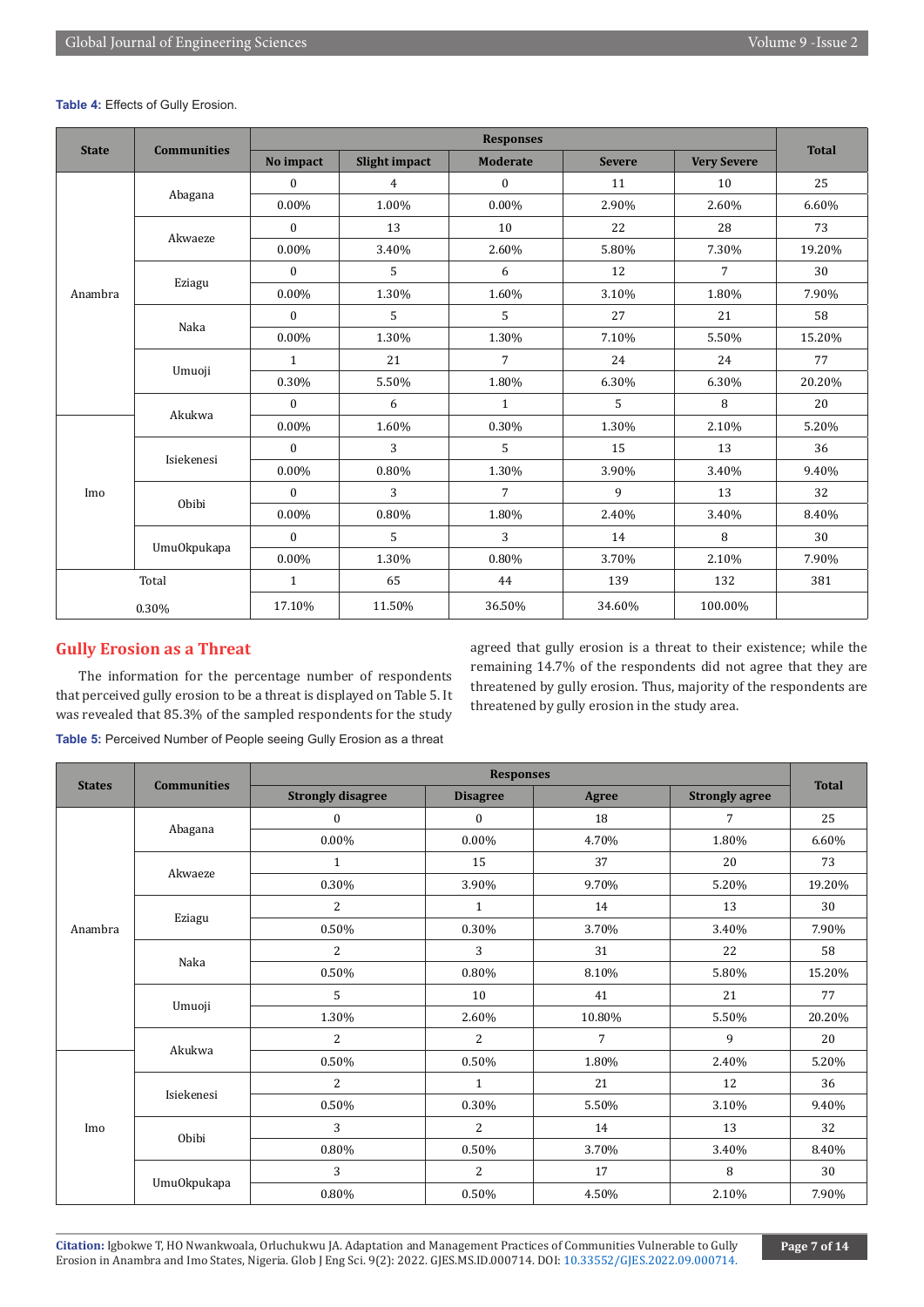**Table 4:** Effects of Gully Erosion.

| State | Communities | Responses | | | | | Total |
|---|---|---|---|---|---|---|---|
| | | No impact | Slight impact | Moderate | Severe | Very Severe | |
| Anambra | Abagana | 0 | 4 | 0 | 11 | 10 | 25 |
| | | 0.00% | 1.00% | 0.00% | 2.90% | 2.60% | 6.60% |
| | Akwaeze | 0 | 13 | 10 | 22 | 28 | 73 |
| | | 0.00% | 3.40% | 2.60% | 5.80% | 7.30% | 19.20% |
| | Eziagu | 0 | 5 | 6 | 12 | 7 | 30 |
| | | 0.00% | 1.30% | 1.60% | 3.10% | 1.80% | 7.90% |
| | Naka | 0 | 5 | 5 | 27 | 21 | 58 |
| | | 0.00% | 1.30% | 1.30% | 7.10% | 5.50% | 15.20% |
| | Umuoji | 1 | 21 | 7 | 24 | 24 | 77 |
| | | 0.30% | 5.50% | 1.80% | 6.30% | 6.30% | 20.20% |
| Imo | Akukwa | 0 | 6 | 1 | 5 | 8 | 20 |
| | | 0.00% | 1.60% | 0.30% | 1.30% | 2.10% | 5.20% |
| | Isiekenesi | 0 | 3 | 5 | 15 | 13 | 36 |
| | | 0.00% | 0.80% | 1.30% | 3.90% | 3.40% | 9.40% |
| | Obibi | 0 | 3 | 7 | 9 | 13 | 32 |
| | | 0.00% | 0.80% | 1.80% | 2.40% | 3.40% | 8.40% |
| | UmuOkpukapa | 0 | 5 | 3 | 14 | 8 | 30 |
| | | 0.00% | 1.30% | 0.80% | 3.70% | 2.10% | 7.90% |
| Total | | 1 | 65 | 44 | 139 | 132 | 381 |
| 0.30% | | 17.10% | 11.50% | 36.50% | 34.60% | 100.00% | |

## Gully Erosion as a Threat

The information for the percentage number of respondents that perceived gully erosion to be a threat is displayed on Table 5. It was revealed that 85.3% of the sampled respondents for the study agreed that gully erosion is a threat to their existence; while the remaining 14.7% of the respondents did not agree that they are threatened by gully erosion. Thus, majority of the respondents are threatened by gully erosion in the study area.

**Table 5:** Perceived Number of People seeing Gully Erosion as a threat

| States | Communities | Responses | | | | Total |
|---|---|---|---|---|---|---|
| | | Strongly disagree | Disagree | Agree | Strongly agree | |
| Anambra | Abagana | 0 | 0 | 18 | 7 | 25 |
| | | 0.00% | 0.00% | 4.70% | 1.80% | 6.60% |
| | Akwaeze | 1 | 15 | 37 | 20 | 73 |
| | | 0.30% | 3.90% | 9.70% | 5.20% | 19.20% |
| | Eziagu | 2 | 1 | 14 | 13 | 30 |
| | | 0.50% | 0.30% | 3.70% | 3.40% | 7.90% |
| | Naka | 2 | 3 | 31 | 22 | 58 |
| | | 0.50% | 0.80% | 8.10% | 5.80% | 15.20% |
| | Umuoji | 5 | 10 | 41 | 21 | 77 |
| | | 1.30% | 2.60% | 10.80% | 5.50% | 20.20% |
| Imo | Akukwa | 2 | 2 | 7 | 9 | 20 |
| | | 0.50% | 0.50% | 1.80% | 2.40% | 5.20% |
| | Isiekenesi | 2 | 1 | 21 | 12 | 36 |
| | | 0.50% | 0.30% | 5.50% | 3.10% | 9.40% |
| | Obibi | 3 | 2 | 14 | 13 | 32 |
| | | 0.80% | 0.50% | 3.70% | 3.40% | 8.40% |
| | UmuOkpukapa | 3 | 2 | 17 | 8 | 30 |
| | | 0.80% | 0.50% | 4.50% | 2.10% | 7.90% |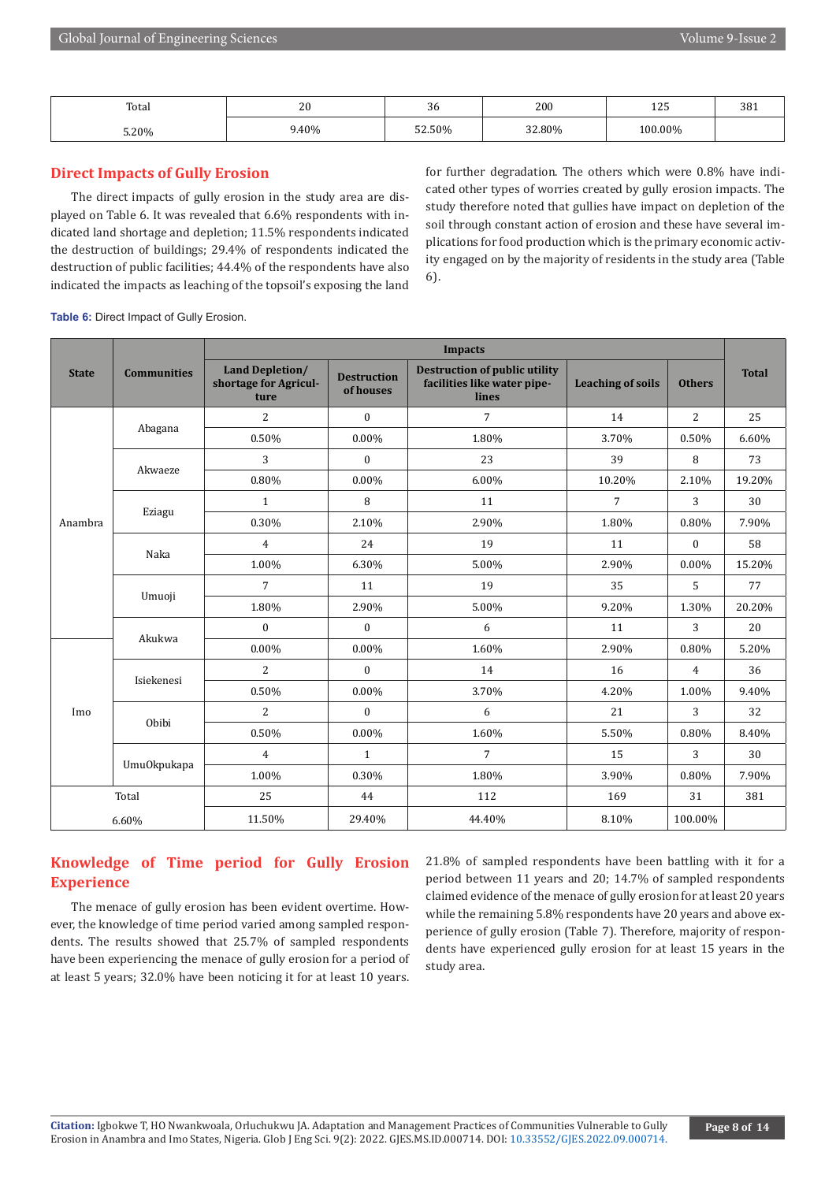| Total | 20 | 36 | 200 | 125 | 381 |
|---|---|---|---|---|---|
| 5.20% | 9.40% | 52.50% | 32.80% | 100.00% | |

## Direct Impacts of Gully Erosion

The direct impacts of gully erosion in the study area are displayed on Table 6. It was revealed that 6.6% respondents with indicated land shortage and depletion; 11.5% respondents indicated the destruction of buildings; 29.4% of respondents indicated the destruction of public facilities; 44.4% of the respondents have also indicated the impacts as leaching of the topsoil's exposing the land for further degradation. The others which were 0.8% have indicated other types of worries created by gully erosion impacts. The study therefore noted that gullies have impact on depletion of the soil through constant action of erosion and these have several implications for food production which is the primary economic activity engaged on by the majority of residents in the study area (Table 6).

**Table 6:** Direct Impact of Gully Erosion.

| State | Communities | Impacts | | | | | Total |
|---|---|---|---|---|---|---|---|
| | | Land Depletion/ shortage for Agriculture | Destruction of houses | Destruction of public utility facilities like water pipelines | Leaching of soils | Others | |
| Anambra | Abagana | 2 | 0 | 7 | 14 | 2 | 25 |
| | | 0.50% | 0.00% | 1.80% | 3.70% | 0.50% | 6.60% |
| | Akwaeze | 3 | 0 | 23 | 39 | 8 | 73 |
| | | 0.80% | 0.00% | 6.00% | 10.20% | 2.10% | 19.20% |
| | Eziagu | 1 | 8 | 11 | 7 | 3 | 30 |
| | | 0.30% | 2.10% | 2.90% | 1.80% | 0.80% | 7.90% |
| | Naka | 4 | 24 | 19 | 11 | 0 | 58 |
| | | 1.00% | 6.30% | 5.00% | 2.90% | 0.00% | 15.20% |
| | Umuoji | 7 | 11 | 19 | 35 | 5 | 77 |
| | | 1.80% | 2.90% | 5.00% | 9.20% | 1.30% | 20.20% |
| | Akukwa | 0 | 0 | 6 | 11 | 3 | 20 |
| Imo | | 0.00% | 0.00% | 1.60% | 2.90% | 0.80% | 5.20% |
| | Isiekenesi | 2 | 0 | 14 | 16 | 4 | 36 |
| | | 0.50% | 0.00% | 3.70% | 4.20% | 1.00% | 9.40% |
| | Obibi | 2 | 0 | 6 | 21 | 3 | 32 |
| | | 0.50% | 0.00% | 1.60% | 5.50% | 0.80% | 8.40% |
| | UmuOkpukapa | 4 | 1 | 7 | 15 | 3 | 30 |
| | | 1.00% | 0.30% | 1.80% | 3.90% | 0.80% | 7.90% |
| Total | | 25 | 44 | 112 | 169 | 31 | 381 |
| 6.60% | | 11.50% | 29.40% | 44.40% | 8.10% | 100.00% | |

## Knowledge of Time period for Gully Erosion Experience

The menace of gully erosion has been evident overtime. However, the knowledge of time period varied among sampled respondents. The results showed that 25.7% of sampled respondents have been experiencing the menace of gully erosion for a period of at least 5 years; 32.0% have been noticing it for at least 10 years. 21.8% of sampled respondents have been battling with it for a period between 11 years and 20; 14.7% of sampled respondents claimed evidence of the menace of gully erosion for at least 20 years while the remaining 5.8% respondents have 20 years and above experience of gully erosion (Table 7). Therefore, majority of respondents have experienced gully erosion for at least 15 years in the study area.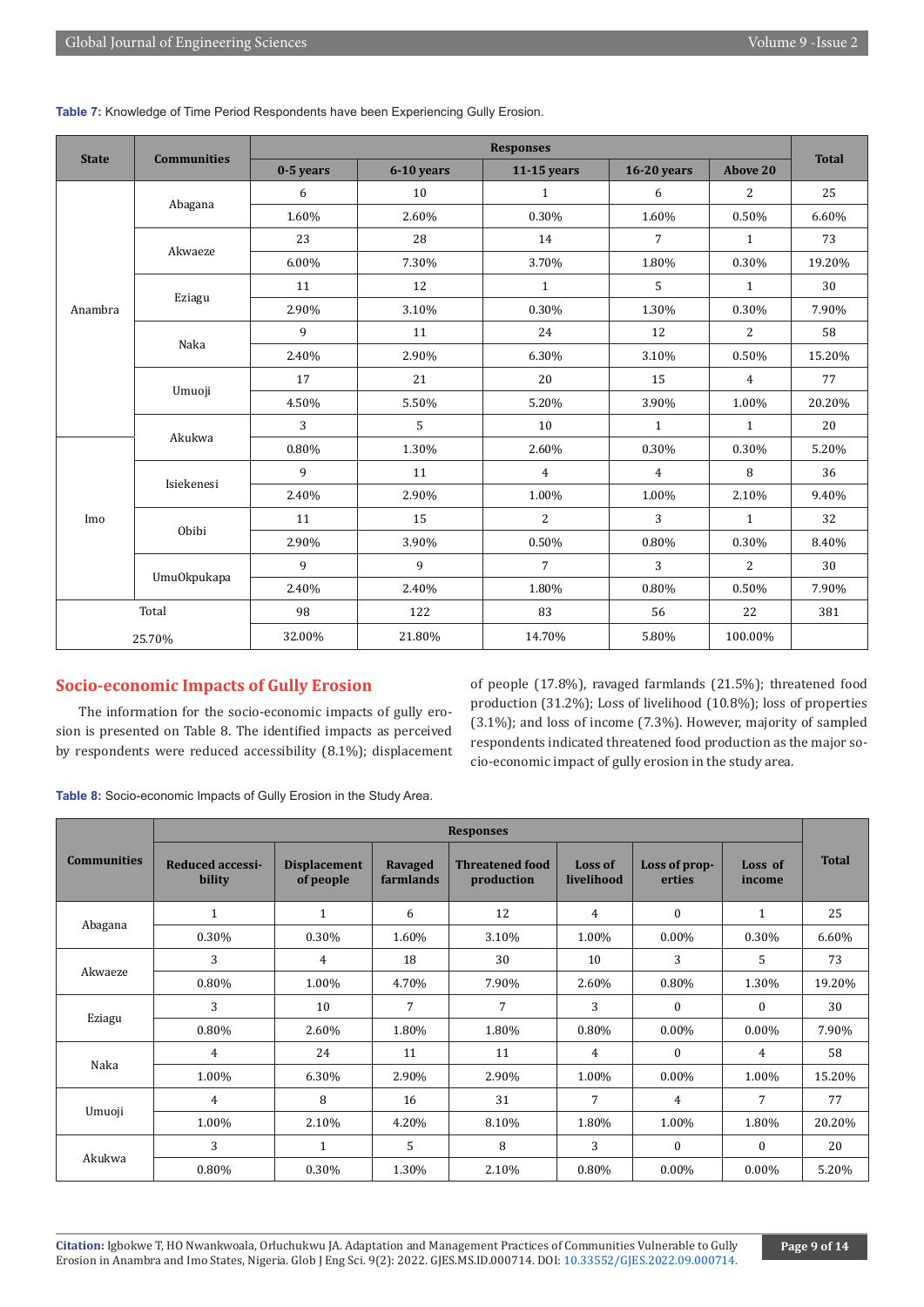**Table 7:** Knowledge of Time Period Respondents have been Experiencing Gully Erosion.

| State | Communities | Responses | | | | | Total |
|---|---|---|---|---|---|---|---|
| | | 0-5 years | 6-10 years | 11-15 years | 16-20 years | Above 20 | |
| Anambra | Abagana | 6 | 10 | 1 | 6 | 2 | 25 |
| | | 1.60% | 2.60% | 0.30% | 1.60% | 0.50% | 6.60% |
| | Akwaeze | 23 | 28 | 14 | 7 | 1 | 73 |
| | | 6.00% | 7.30% | 3.70% | 1.80% | 0.30% | 19.20% |
| | Eziagu | 11 | 12 | 1 | 5 | 1 | 30 |
| | | 2.90% | 3.10% | 0.30% | 1.30% | 0.30% | 7.90% |
| | Naka | 9 | 11 | 24 | 12 | 2 | 58 |
| | | 2.40% | 2.90% | 6.30% | 3.10% | 0.50% | 15.20% |
| | Umuoji | 17 | 21 | 20 | 15 | 4 | 77 |
| | | 4.50% | 5.50% | 5.20% | 3.90% | 1.00% | 20.20% |
| | Akukwa | 3 | 5 | 10 | 1 | 1 | 20 |
| Imo | | 0.80% | 1.30% | 2.60% | 0.30% | 0.30% | 5.20% |
| | Isiekenesi | 9 | 11 | 4 | 4 | 8 | 36 |
| | | 2.40% | 2.90% | 1.00% | 1.00% | 2.10% | 9.40% |
| | Obibi | 11 | 15 | 2 | 3 | 1 | 32 |
| | | 2.90% | 3.90% | 0.50% | 0.80% | 0.30% | 8.40% |
| | UmuOkpukapa | 9 | 9 | 7 | 3 | 2 | 30 |
| | | 2.40% | 2.40% | 1.80% | 0.80% | 0.50% | 7.90% |
| Total | | 98 | 122 | 83 | 56 | 22 | 381 |
| 25.70% | | 32.00% | 21.80% | 14.70% | 5.80% | 100.00% | |

## Socio-economic Impacts of Gully Erosion

The information for the socio-economic impacts of gully erosion is presented on Table 8. The identified impacts as perceived by respondents were reduced accessibility (8.1%); displacement of people (17.8%), ravaged farmlands (21.5%); threatened food production (31.2%); Loss of livelihood (10.8%); loss of properties (3.1%); and loss of income (7.3%). However, majority of sampled respondents indicated threatened food production as the major socio-economic impact of gully erosion in the study area.

**Table 8:** Socio-economic Impacts of Gully Erosion in the Study Area.

| Communities | Responses | | | | | | | Total |
|---|---|---|---|---|---|---|---|---|
| | Reduced accessibility | Displacement of people | Ravaged farmlands | Threatened food production | Loss of livelihood | Loss of properties | Loss of income | |
| Abagana | 1 | 1 | 6 | 12 | 4 | 0 | 1 | 25 |
| | 0.30% | 0.30% | 1.60% | 3.10% | 1.00% | 0.00% | 0.30% | 6.60% |
| Akwaeze | 3 | 4 | 18 | 30 | 10 | 3 | 5 | 73 |
| | 0.80% | 1.00% | 4.70% | 7.90% | 2.60% | 0.80% | 1.30% | 19.20% |
| Eziagu | 3 | 10 | 7 | 7 | 3 | 0 | 0 | 30 |
| | 0.80% | 2.60% | 1.80% | 1.80% | 0.80% | 0.00% | 0.00% | 7.90% |
| Naka | 4 | 24 | 11 | 11 | 4 | 0 | 4 | 58 |
| | 1.00% | 6.30% | 2.90% | 2.90% | 1.00% | 0.00% | 1.00% | 15.20% |
| Umuoji | 4 | 8 | 16 | 31 | 7 | 4 | 7 | 77 |
| | 1.00% | 2.10% | 4.20% | 8.10% | 1.80% | 1.00% | 1.80% | 20.20% |
| Akukwa | 3 | 1 | 5 | 8 | 3 | 0 | 0 | 20 |
| | 0.80% | 0.30% | 1.30% | 2.10% | 0.80% | 0.00% | 0.00% | 5.20% |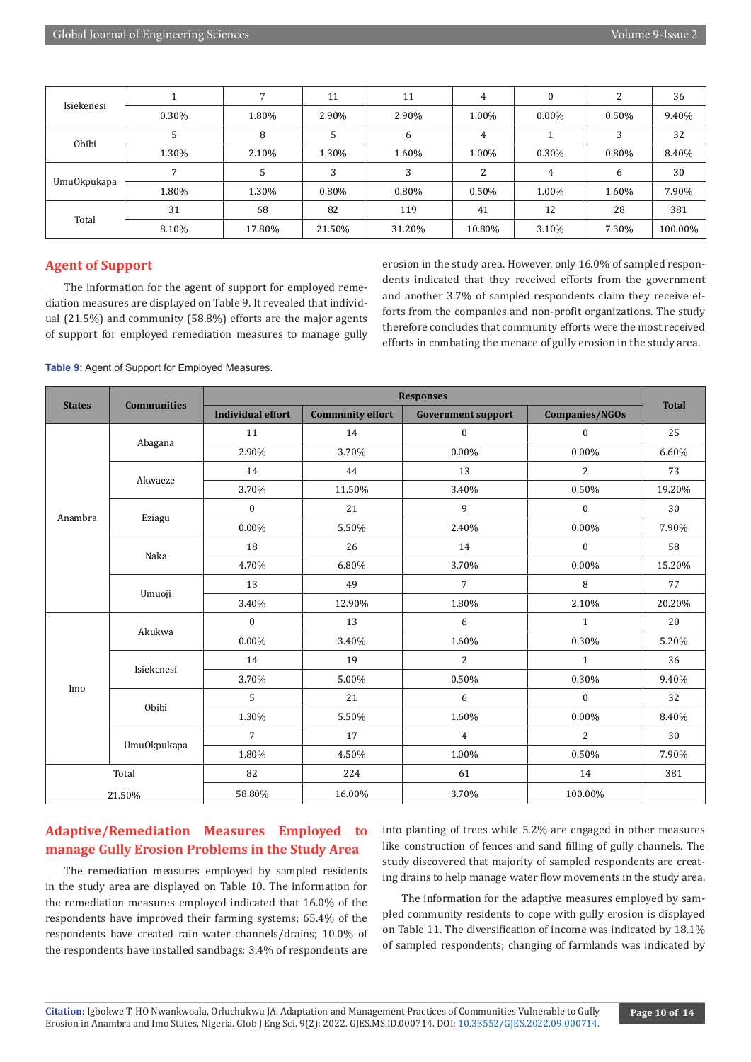| | | | | | | | | |
|---|---|---|---|---|---|---|---|---|
| Isiekenesi | 1 | 7 | 11 | 11 | 4 | 0 | 2 | 36 |
| | 0.30% | 1.80% | 2.90% | 2.90% | 1.00% | 0.00% | 0.50% | 9.40% |
| Obibi | 5 | 8 | 5 | 6 | 4 | 1 | 3 | 32 |
| | 1.30% | 2.10% | 1.30% | 1.60% | 1.00% | 0.30% | 0.80% | 8.40% |
| UmuOkpukapa | 7 | 5 | 3 | 3 | 2 | 4 | 6 | 30 |
| | 1.80% | 1.30% | 0.80% | 0.80% | 0.50% | 1.00% | 1.60% | 7.90% |
| Total | 31 | 68 | 82 | 119 | 41 | 12 | 28 | 381 |
| | 8.10% | 17.80% | 21.50% | 31.20% | 10.80% | 3.10% | 7.30% | 100.00% |

## Agent of Support

The information for the agent of support for employed remediation measures are displayed on Table 9. It revealed that individual (21.5%) and community (58.8%) efforts are the major agents of support for employed remediation measures to manage gully erosion in the study area. However, only 16.0% of sampled respondents indicated that they received efforts from the government and another 3.7% of sampled respondents claim they receive efforts from the companies and non-profit organizations. The study therefore concludes that community efforts were the most received efforts in combating the menace of gully erosion in the study area.

**Table 9:** Agent of Support for Employed Measures.

| States | Communities | Responses | | | | Total |
|---|---|---|---|---|---|---|
| | | Individual effort | Community effort | Government support | Companies/NGOs | |
| Anambra | Abagana | 11 | 14 | 0 | 0 | 25 |
| | | 2.90% | 3.70% | 0.00% | 0.00% | 6.60% |
| | Akwaeze | 14 | 44 | 13 | 2 | 73 |
| | | 3.70% | 11.50% | 3.40% | 0.50% | 19.20% |
| | Eziagu | 0 | 21 | 9 | 0 | 30 |
| | | 0.00% | 5.50% | 2.40% | 0.00% | 7.90% |
| | Naka | 18 | 26 | 14 | 0 | 58 |
| | | 4.70% | 6.80% | 3.70% | 0.00% | 15.20% |
| | Umuoji | 13 | 49 | 7 | 8 | 77 |
| | | 3.40% | 12.90% | 1.80% | 2.10% | 20.20% |
| Imo | Akukwa | 0 | 13 | 6 | 1 | 20 |
| | | 0.00% | 3.40% | 1.60% | 0.30% | 5.20% |
| | Isiekenesi | 14 | 19 | 2 | 1 | 36 |
| | | 3.70% | 5.00% | 0.50% | 0.30% | 9.40% |
| | Obibi | 5 | 21 | 6 | 0 | 32 |
| | | 1.30% | 5.50% | 1.60% | 0.00% | 8.40% |
| | UmuOkpukapa | 7 | 17 | 4 | 2 | 30 |
| | | 1.80% | 4.50% | 1.00% | 0.50% | 7.90% |
| Total | | 82 | 224 | 61 | 14 | 381 |
| 21.50% | | 58.80% | 16.00% | 3.70% | 100.00% | |

## Adaptive/Remediation Measures Employed to manage Gully Erosion Problems in the Study Area

The remediation measures employed by sampled residents in the study area are displayed on Table 10. The information for the remediation measures employed indicated that 16.0% of the respondents have improved their farming systems; 65.4% of the respondents have created rain water channels/drains; 10.0% of the respondents have installed sandbags; 3.4% of respondents are into planting of trees while 5.2% are engaged in other measures like construction of fences and sand filling of gully channels. The study discovered that majority of sampled respondents are creating drains to help manage water flow movements in the study area.

The information for the adaptive measures employed by sampled community residents to cope with gully erosion is displayed on Table 11. The diversification of income was indicated by 18.1% of sampled respondents; changing of farmlands was indicated by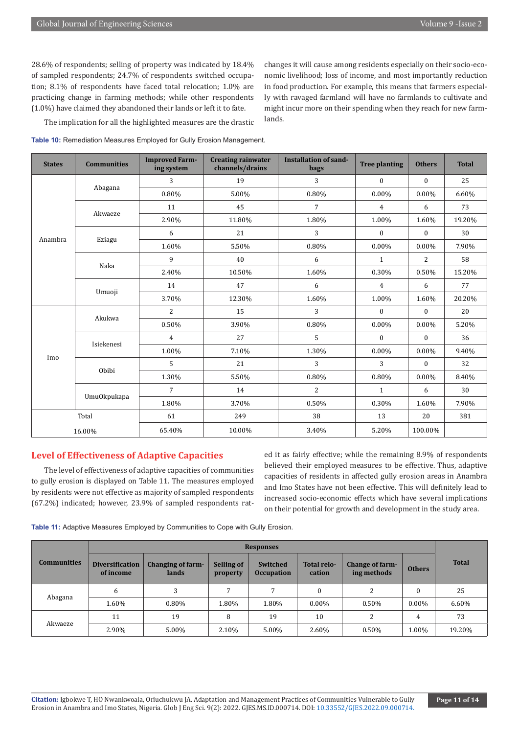28.6% of respondents; selling of property was indicated by 18.4% of sampled respondents; 24.7% of respondents switched occupation; 8.1% of respondents have faced total relocation; 1.0% are practicing change in farming methods; while other respondents (1.0%) have claimed they abandoned their lands or left it to fate.

The implication for all the highlighted measures are the drastic changes it will cause among residents especially on their socio-economic livelihood; loss of income, and most importantly reduction in food production. For example, this means that farmers especially with ravaged farmland will have no farmlands to cultivate and might incur more on their spending when they reach for new farmlands.

**Table 10:** Remediation Measures Employed for Gully Erosion Management.

| States | Communities | Improved Farming system | Creating rainwater channels/drains | Installation of sandbags | Tree planting | Others | Total |
|---|---|---|---|---|---|---|---|
| Anambra | Abagana | 3 | 19 | 3 | 0 | 0 | 25 |
| | | 0.80% | 5.00% | 0.80% | 0.00% | 0.00% | 6.60% |
| | Akwaeze | 11 | 45 | 7 | 4 | 6 | 73 |
| | | 2.90% | 11.80% | 1.80% | 1.00% | 1.60% | 19.20% |
| | Eziagu | 6 | 21 | 3 | 0 | 0 | 30 |
| | | 1.60% | 5.50% | 0.80% | 0.00% | 0.00% | 7.90% |
| | Naka | 9 | 40 | 6 | 1 | 2 | 58 |
| | | 2.40% | 10.50% | 1.60% | 0.30% | 0.50% | 15.20% |
| | Umuoji | 14 | 47 | 6 | 4 | 6 | 77 |
| | | 3.70% | 12.30% | 1.60% | 1.00% | 1.60% | 20.20% |
| Imo | Akukwa | 2 | 15 | 3 | 0 | 0 | 20 |
| | | 0.50% | 3.90% | 0.80% | 0.00% | 0.00% | 5.20% |
| | Isiekenesi | 4 | 27 | 5 | 0 | 0 | 36 |
| | | 1.00% | 7.10% | 1.30% | 0.00% | 0.00% | 9.40% |
| | Obibi | 5 | 21 | 3 | 3 | 0 | 32 |
| | | 1.30% | 5.50% | 0.80% | 0.80% | 0.00% | 8.40% |
| | UmuOkpukapa | 7 | 14 | 2 | 1 | 6 | 30 |
| | | 1.80% | 3.70% | 0.50% | 0.30% | 1.60% | 7.90% |
| Total | | 61 | 249 | 38 | 13 | 20 | 381 |
| 16.00% | | 65.40% | 10.00% | 3.40% | 5.20% | 100.00% | |

## Level of Effectiveness of Adaptive Capacities

The level of effectiveness of adaptive capacities of communities to gully erosion is displayed on Table 11. The measures employed by residents were not effective as majority of sampled respondents (67.2%) indicated; however, 23.9% of sampled respondents rated it as fairly effective; while the remaining 8.9% of respondents believed their employed measures to be effective. Thus, adaptive capacities of residents in affected gully erosion areas in Anambra and Imo States have not been effective. This will definitely lead to increased socio-economic effects which have several implications on their potential for growth and development in the study area.

**Table 11:** Adaptive Measures Employed by Communities to Cope with Gully Erosion.

| Communities | Responses | | | | | | | Total |
|---|---|---|---|---|---|---|---|---|
| | Diversification of income | Changing of farmlands | Selling of property | Switched Occupation | Total relocation | Change of farming methods | Others | |
| Abagana | 6 | 3 | 7 | 7 | 0 | 2 | 0 | 25 |
| | 1.60% | 0.80% | 1.80% | 1.80% | 0.00% | 0.50% | 0.00% | 6.60% |
| Akwaeze | 11 | 19 | 8 | 19 | 10 | 2 | 4 | 73 |
| | 2.90% | 5.00% | 2.10% | 5.00% | 2.60% | 0.50% | 1.00% | 19.20% |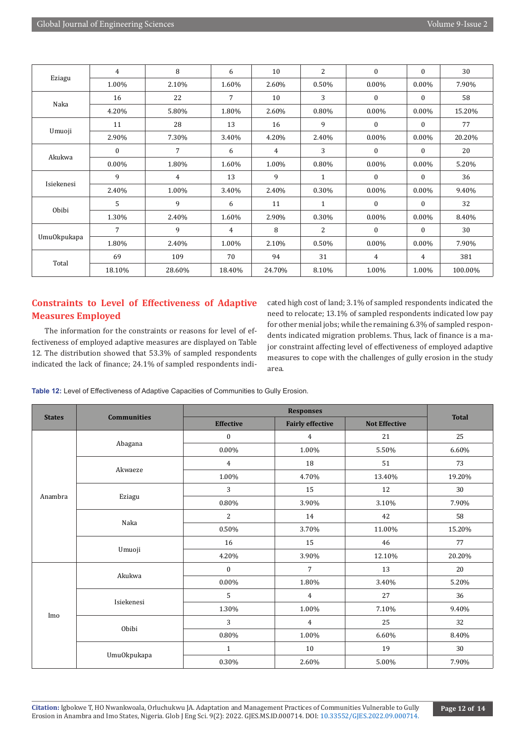| | | | | | | | | |
|---|---|---|---|---|---|---|---|---|
| Eziagu | 4 | 8 | 6 | 10 | 2 | 0 | 0 | 30 |
| | 1.00% | 2.10% | 1.60% | 2.60% | 0.50% | 0.00% | 0.00% | 7.90% |
| Naka | 16 | 22 | 7 | 10 | 3 | 0 | 0 | 58 |
| | 4.20% | 5.80% | 1.80% | 2.60% | 0.80% | 0.00% | 0.00% | 15.20% |
| Umuoji | 11 | 28 | 13 | 16 | 9 | 0 | 0 | 77 |
| | 2.90% | 7.30% | 3.40% | 4.20% | 2.40% | 0.00% | 0.00% | 20.20% |
| Akukwa | 0 | 7 | 6 | 4 | 3 | 0 | 0 | 20 |
| | 0.00% | 1.80% | 1.60% | 1.00% | 0.80% | 0.00% | 0.00% | 5.20% |
| Isiekenesi | 9 | 4 | 13 | 9 | 1 | 0 | 0 | 36 |
| | 2.40% | 1.00% | 3.40% | 2.40% | 0.30% | 0.00% | 0.00% | 9.40% |
| Obibi | 5 | 9 | 6 | 11 | 1 | 0 | 0 | 32 |
| | 1.30% | 2.40% | 1.60% | 2.90% | 0.30% | 0.00% | 0.00% | 8.40% |
| UmuOkpukapa | 7 | 9 | 4 | 8 | 2 | 0 | 0 | 30 |
| | 1.80% | 2.40% | 1.00% | 2.10% | 0.50% | 0.00% | 0.00% | 7.90% |
| Total | 69 | 109 | 70 | 94 | 31 | 4 | 4 | 381 |
| | 18.10% | 28.60% | 18.40% | 24.70% | 8.10% | 1.00% | 1.00% | 100.00% |

## Constraints to Level of Effectiveness of Adaptive Measures Employed

The information for the constraints or reasons for level of effectiveness of employed adaptive measures are displayed on Table 12. The distribution showed that 53.3% of sampled respondents indicated the lack of finance; 24.1% of sampled respondents indicated high cost of land; 3.1% of sampled respondents indicated the need to relocate; 13.1% of sampled respondents indicated low pay for other menial jobs; while the remaining 6.3% of sampled respondents indicated migration problems. Thus, lack of finance is a major constraint affecting level of effectiveness of employed adaptive measures to cope with the challenges of gully erosion in the study area.

**Table 12:** Level of Effectiveness of Adaptive Capacities of Communities to Gully Erosion.

| States | Communities | Responses | | | Total |
|---|---|---|---|---|---|
| | | Effective | Fairly effective | Not Effective | |
| Anambra | Abagana | 0 | 4 | 21 | 25 |
| | | 0.00% | 1.00% | 5.50% | 6.60% |
| | Akwaeze | 4 | 18 | 51 | 73 |
| | | 1.00% | 4.70% | 13.40% | 19.20% |
| | Eziagu | 3 | 15 | 12 | 30 |
| | | 0.80% | 3.90% | 3.10% | 7.90% |
| | Naka | 2 | 14 | 42 | 58 |
| | | 0.50% | 3.70% | 11.00% | 15.20% |
| | Umuoji | 16 | 15 | 46 | 77 |
| | | 4.20% | 3.90% | 12.10% | 20.20% |
| Imo | Akukwa | 0 | 7 | 13 | 20 |
| | | 0.00% | 1.80% | 3.40% | 5.20% |
| | Isiekenesi | 5 | 4 | 27 | 36 |
| | | 1.30% | 1.00% | 7.10% | 9.40% |
| | Obibi | 3 | 4 | 25 | 32 |
| | | 0.80% | 1.00% | 6.60% | 8.40% |
| | UmuOkpukapa | 1 | 10 | 19 | 30 |
| | | 0.30% | 2.60% | 5.00% | 7.90% |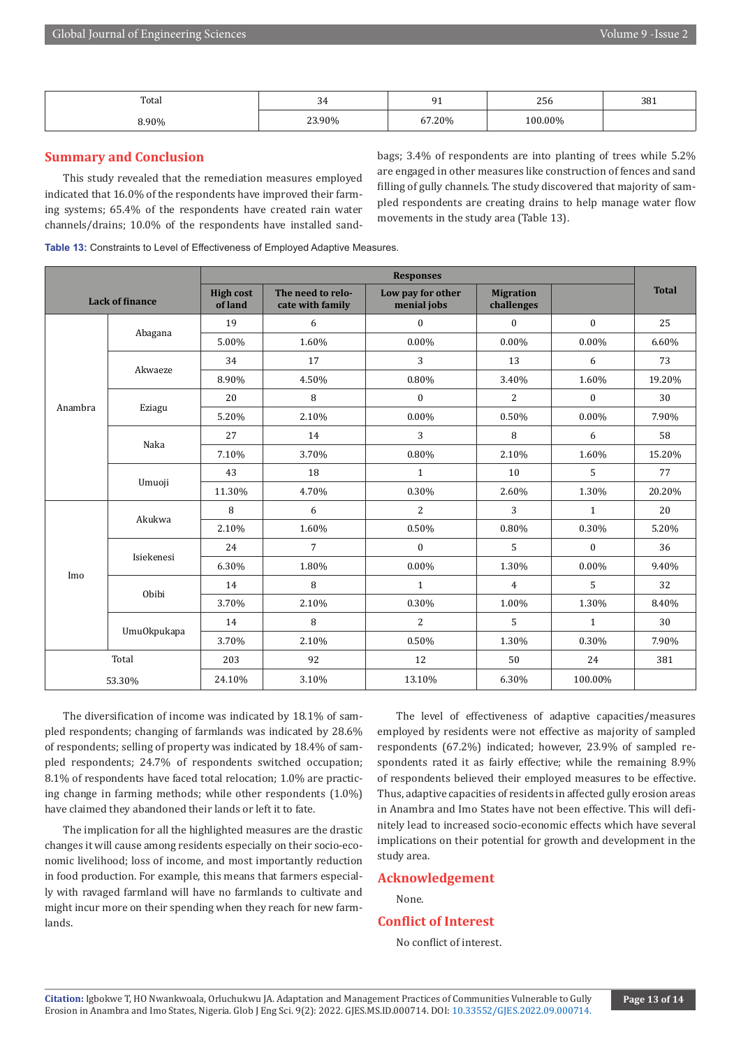| Total | 34 | 91 | 256 | 381 |
|---|---|---|---|---|
| 8.90% | 23.90% | 67.20% | 100.00% | |

## Summary and Conclusion

This study revealed that the remediation measures employed indicated that 16.0% of the respondents have improved their farming systems; 65.4% of the respondents have created rain water channels/drains; 10.0% of the respondents have installed sand-bags; 3.4% of respondents are into planting of trees while 5.2% are engaged in other measures like construction of fences and sand filling of gully channels. The study discovered that majority of sampled respondents are creating drains to help manage water flow movements in the study area (Table 13).

**Table 13:** Constraints to Level of Effectiveness of Employed Adaptive Measures.

| Lack of finance | | Responses | | | | | Total |
|---|---|---|---|---|---|---|---|
| | | High cost of land | The need to relocate with family | Low pay for other menial jobs | Migration challenges | | |
| Anambra | Abagana | 19 | 6 | 0 | 0 | 0 | 25 |
| | | 5.00% | 1.60% | 0.00% | 0.00% | 0.00% | 6.60% |
| | Akwaeze | 34 | 17 | 3 | 13 | 6 | 73 |
| | | 8.90% | 4.50% | 0.80% | 3.40% | 1.60% | 19.20% |
| | Eziagu | 20 | 8 | 0 | 2 | 0 | 30 |
| | | 5.20% | 2.10% | 0.00% | 0.50% | 0.00% | 7.90% |
| | Naka | 27 | 14 | 3 | 8 | 6 | 58 |
| | | 7.10% | 3.70% | 0.80% | 2.10% | 1.60% | 15.20% |
| | Umuoji | 43 | 18 | 1 | 10 | 5 | 77 |
| | | 11.30% | 4.70% | 0.30% | 2.60% | 1.30% | 20.20% |
| Imo | Akukwa | 8 | 6 | 2 | 3 | 1 | 20 |
| | | 2.10% | 1.60% | 0.50% | 0.80% | 0.30% | 5.20% |
| | Isiekenesi | 24 | 7 | 0 | 5 | 0 | 36 |
| | | 6.30% | 1.80% | 0.00% | 1.30% | 0.00% | 9.40% |
| | Obibi | 14 | 8 | 1 | 4 | 5 | 32 |
| | | 3.70% | 2.10% | 0.30% | 1.00% | 1.30% | 8.40% |
| | UmuOkpukapa | 14 | 8 | 2 | 5 | 1 | 30 |
| | | 3.70% | 2.10% | 0.50% | 1.30% | 0.30% | 7.90% |
| Total | | 203 | 92 | 12 | 50 | 24 | 381 |
| 53.30% | | 24.10% | 3.10% | 13.10% | 6.30% | 100.00% | |

The diversification of income was indicated by 18.1% of sampled respondents; changing of farmlands was indicated by 28.6% of respondents; selling of property was indicated by 18.4% of sampled respondents; 24.7% of respondents switched occupation; 8.1% of respondents have faced total relocation; 1.0% are practicing change in farming methods; while other respondents (1.0%) have claimed they abandoned their lands or left it to fate.

The implication for all the highlighted measures are the drastic changes it will cause among residents especially on their socio-economic livelihood; loss of income, and most importantly reduction in food production. For example, this means that farmers especially with ravaged farmland will have no farmlands to cultivate and might incur more on their spending when they reach for new farmlands.

The level of effectiveness of adaptive capacities/measures employed by residents were not effective as majority of sampled respondents (67.2%) indicated; however, 23.9% of sampled respondents rated it as fairly effective; while the remaining 8.9% of respondents believed their employed measures to be effective. Thus, adaptive capacities of residents in affected gully erosion areas in Anambra and Imo States have not been effective. This will definitely lead to increased socio-economic effects which have several implications on their potential for growth and development in the study area.

## Acknowledgement

None.

## Conflict of Interest

No conflict of interest.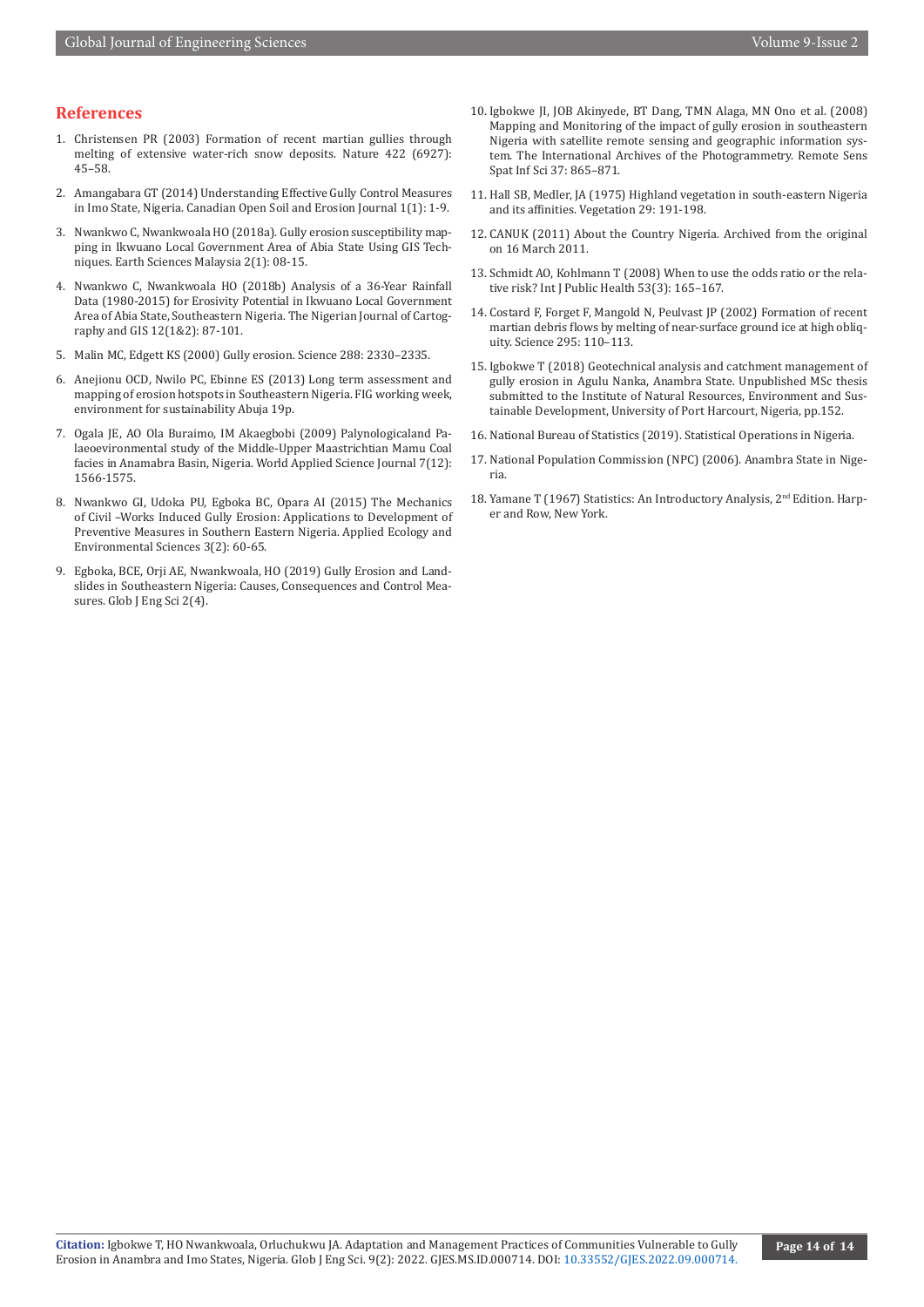## References

1. Christensen PR (2003) Formation of recent martian gullies through melting of extensive water-rich snow deposits. Nature 422 (6927): 45–58.
2. Amangabara GT (2014) Understanding Effective Gully Control Measures in Imo State, Nigeria. Canadian Open Soil and Erosion Journal 1(1): 1-9.
3. Nwankwo C, Nwankwoala HO (2018a). Gully erosion susceptibility mapping in Ikwuano Local Government Area of Abia State Using GIS Techniques. Earth Sciences Malaysia 2(1): 08-15.
4. Nwankwo C, Nwankwoala HO (2018b) Analysis of a 36-Year Rainfall Data (1980-2015) for Erosivity Potential in Ikwuano Local Government Area of Abia State, Southeastern Nigeria. The Nigerian Journal of Cartography and GIS 12(1&2): 87-101.
5. Malin MC, Edgett KS (2000) Gully erosion. Science 288: 2330–2335.
6. Anejionu OCD, Nwilo PC, Ebinne ES (2013) Long term assessment and mapping of erosion hotspots in Southeastern Nigeria. FIG working week, environment for sustainability Abuja 19p.
7. Ogala JE, AO Ola Buraimo, IM Akaegbobi (2009) Palynologicaland Palaeoevironmental study of the Middle-Upper Maastrichtian Mamu Coal facies in Anamabra Basin, Nigeria. World Applied Science Journal 7(12): 1566-1575.
8. Nwankwo GI, Udoka PU, Egboka BC, Opara AI (2015) The Mechanics of Civil –Works Induced Gully Erosion: Applications to Development of Preventive Measures in Southern Eastern Nigeria. Applied Ecology and Environmental Sciences 3(2): 60-65.
9. Egboka, BCE, Orji AE, Nwankwoala, HO (2019) Gully Erosion and Landslides in Southeastern Nigeria: Causes, Consequences and Control Measures. Glob J Eng Sci 2(4).
10. Igbokwe JI, JOB Akinyede, BT Dang, TMN Alaga, MN Ono et al. (2008) Mapping and Monitoring of the impact of gully erosion in southeastern Nigeria with satellite remote sensing and geographic information system. The International Archives of the Photogrammetry. Remote Sens Spat Inf Sci 37: 865–871.
11. Hall SB, Medler, JA (1975) Highland vegetation in south-eastern Nigeria and its affinities. Vegetation 29: 191-198.
12. CANUK (2011) About the Country Nigeria. Archived from the original on 16 March 2011.
13. Schmidt AO, Kohlmann T (2008) When to use the odds ratio or the relative risk? Int J Public Health 53(3): 165–167.
14. Costard F, Forget F, Mangold N, Peulvast JP (2002) Formation of recent martian debris flows by melting of near-surface ground ice at high obliquity. Science 295: 110–113.
15. Igbokwe T (2018) Geotechnical analysis and catchment management of gully erosion in Agulu Nanka, Anambra State. Unpublished MSc thesis submitted to the Institute of Natural Resources, Environment and Sustainable Development, University of Port Harcourt, Nigeria, pp.152.
16. National Bureau of Statistics (2019). Statistical Operations in Nigeria.
17. National Population Commission (NPC) (2006). Anambra State in Nigeria.
18. Yamane T (1967) Statistics: An Introductory Analysis, 2nd Edition. Harper and Row, New York.